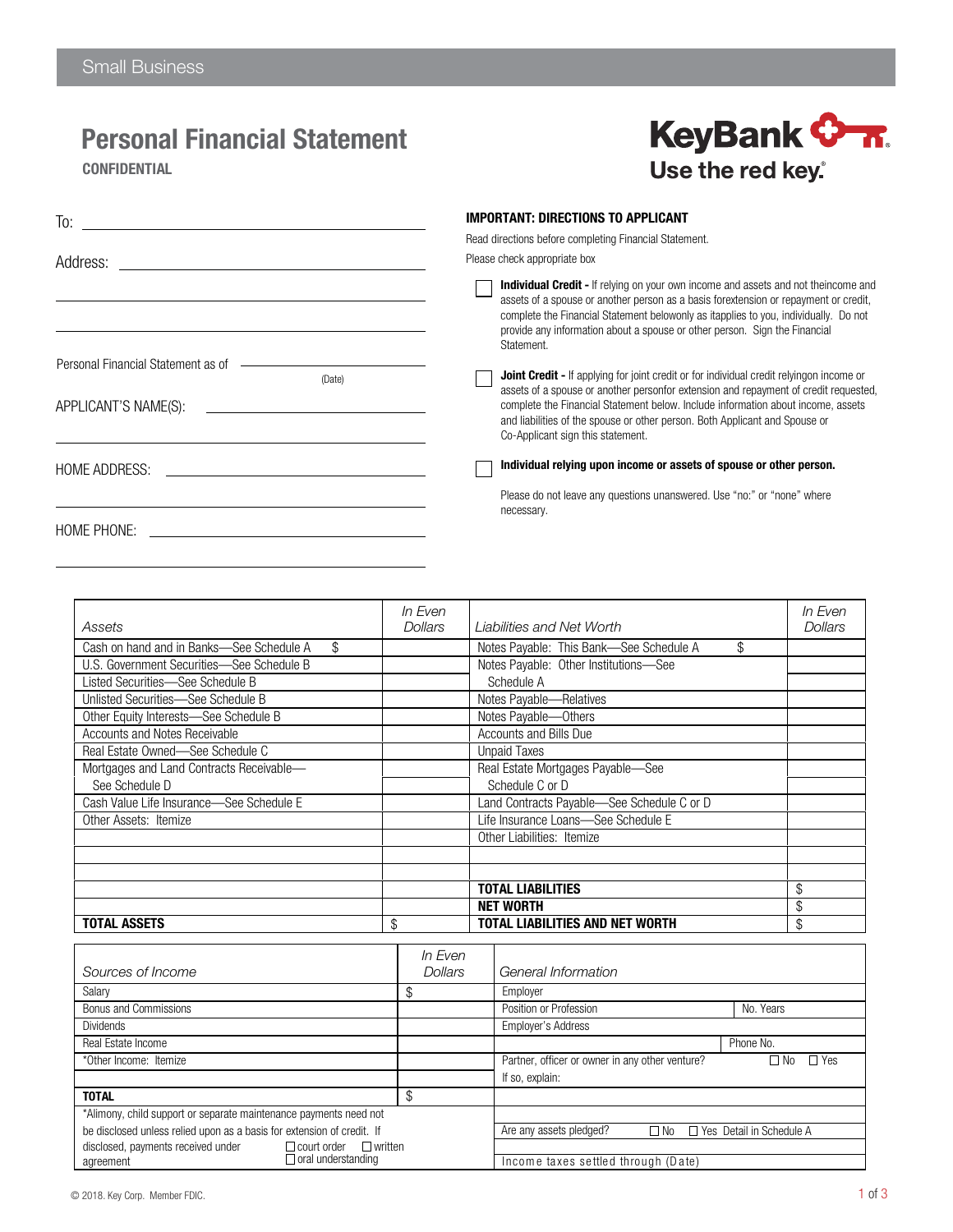Small Business

# Personal Financial Statement

**CONFIDENTIAL**

KeyBank
Use the red key.

To: ______________________

Address: ______________________

______________________

______________________

Personal Financial Statement as of ______________________ (Date)

APPLICANT'S NAME(S): ______________________

______________________

HOME ADDRESS: ______________________

______________________

HOME PHONE: ______________________

______________________

**IMPORTANT: DIRECTIONS TO APPLICANT**

Read directions before completing Financial Statement.

Please check appropriate box

☐ **Individual Credit -** If relying on your own income and assets and not theincome and assets of a spouse or another person as a basis forextension or repayment or credit, complete the Financial Statement belowonly as itapplies to you, individually. Do not provide any information about a spouse or other person. Sign the Financial Statement.

☐ **Joint Credit -** If applying for joint credit or for individual credit relyingon income or assets of a spouse or another personfor extension and repayment of credit requested, complete the Financial Statement below. Include information about income, assets and liabilities of the spouse or other person. Both Applicant and Spouse or Co-Applicant sign this statement.

☐ **Individual relying upon income or assets of spouse or other person.**

Please do not leave any questions unanswered. Use "no:" or "none" where necessary.

| *Assets* | *In Even Dollars* | *Liabilities and Net Worth* | *In Even Dollars* |
|---|---|---|---|
| Cash on hand and in Banks—See Schedule A $ | | Notes Payable: This Bank—See Schedule A $ | |
| U.S. Government Securities—See Schedule B | | Notes Payable: Other Institutions—See Schedule A | |
| Listed Securities—See Schedule B | | | |
| Unlisted Securities—See Schedule B | | Notes Payable—Relatives | |
| Other Equity Interests—See Schedule B | | Notes Payable—Others | |
| Accounts and Notes Receivable | | Accounts and Bills Due | |
| Real Estate Owned—See Schedule C | | Unpaid Taxes | |
| Mortgages and Land Contracts Receivable—See Schedule D | | Real Estate Mortgages Payable—See Schedule C or D | |
| Cash Value Life Insurance—See Schedule E | | Land Contracts Payable—See Schedule C or D | |
| Other Assets: Itemize | | Life Insurance Loans—See Schedule E | |
| | | Other Liabilities: Itemize | |
| | | | |
| | | | |
| | | **TOTAL LIABILITIES** | $ |
| | | **NET WORTH** | $ |
| **TOTAL ASSETS** | $ | **TOTAL LIABILITIES AND NET WORTH** | $ |

| *Sources of Income* | *In Even Dollars* | *General Information* | |
|---|---|---|---|
| Salary | $ | Employer | |
| Bonus and Commissions | | Position or Profession | No. Years |
| Dividends | | Employer's Address | |
| Real Estate Income | | | Phone No. |
| *Other Income: Itemize | | Partner, officer or owner in any other venture? | ☐ No ☐ Yes |
| | | If so, explain: | |
| **TOTAL** | $ | | |
| *Alimony, child support or separate maintenance payments need not be disclosed unless relied upon as a basis for extension of credit. If disclosed, payments received under ☐ court order ☐ written agreement ☐ oral understanding | | | |
| | | Are any assets pledged? ☐ No ☐ Yes Detail in Schedule A | |
| | | | |
| | | Income taxes settled through (Date) | |

© 2018. Key Corp. Member FDIC.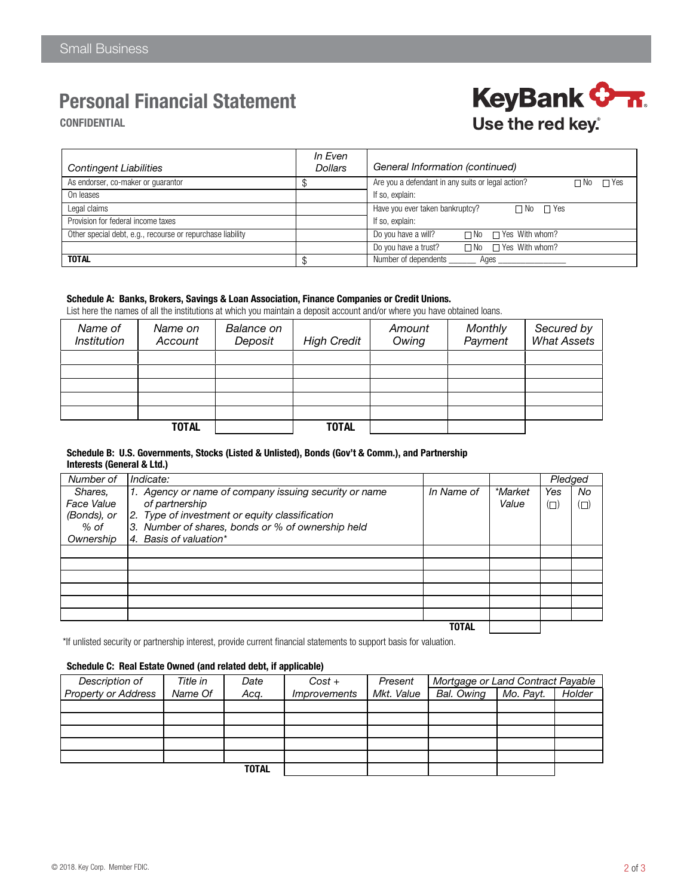Small Business

# Personal Financial Statement

**CONFIDENTIAL**

KeyBank
Use the red key.

| *Contingent Liabilities* | *In Even Dollars* | *General Information (continued)* |
|---|---|---|
| As endorser, co-maker or guarantor | $ | Are you a defendant in any suits or legal action? ☐ No ☐ Yes |
| On leases | | If so, explain: |
| Legal claims | | Have you ever taken bankruptcy? ☐ No ☐ Yes |
| Provision for federal income taxes | | If so, explain: |
| Other special debt, e.g., recourse or repurchase liability | | Do you have a will? ☐ No ☐ Yes With whom? |
| | | Do you have a trust? ☐ No ☐ Yes With whom? |
| **TOTAL** | $ | Number of dependents _______ Ages _______________ |

**Schedule A: Banks, Brokers, Savings & Loan Association, Finance Companies or Credit Unions.**
List here the names of all the institutions at which you maintain a deposit account and/or where you have obtained loans.

| *Name of Institution* | *Name on Account* | *Balance on Deposit* | *High Credit* | *Amount Owing* | *Monthly Payment* | *Secured by What Assets* |
|---|---|---|---|---|---|---|
| | | | | | | |
| | | | | | | |
| | | | | | | |
| | | | | | | |
| | | | | | | |
| | **TOTAL** | | **TOTAL** | | | |

**Schedule B: U.S. Governments, Stocks (Listed & Unlisted), Bonds (Gov't & Comm.), and Partnership Interests (General & Ltd.)**

| *Number of Shares, Face Value (Bonds), or % of Ownership* | *Indicate: 1. Agency or name of company issuing security or name of partnership 2. Type of investment or equity classification 3. Number of shares, bonds or % of ownership held 4. Basis of valuation** | *In Name of* | **Market Value* | *Pledged* | |
|---|---|---|---|---|---|
| | | | | *Yes (☐)* | *No (☐)* |
| | | | | | |
| | | | | | |
| | | | | | |
| | | | | | |
| | | | | | |
| | | | | | |
| | | **TOTAL** | | | |

*If unlisted security or partnership interest, provide current financial statements to support basis for valuation.

**Schedule C: Real Estate Owned (and related debt, if applicable)**

| *Description of Property or Address* | *Title in Name Of* | *Date Acq.* | *Cost + Improvements* | *Present Mkt. Value* | *Mortgage or Land Contract Payable* | | |
|---|---|---|---|---|---|---|---|
| | | | | | *Bal. Owing* | *Mo. Payt.* | *Holder* |
| | | | | | | | |
| | | | | | | | |
| | | | | | | | |
| | | | | | | | |
| | | | | | | | |
| | | **TOTAL** | | | | | |

© 2018. Key Corp. Member FDIC.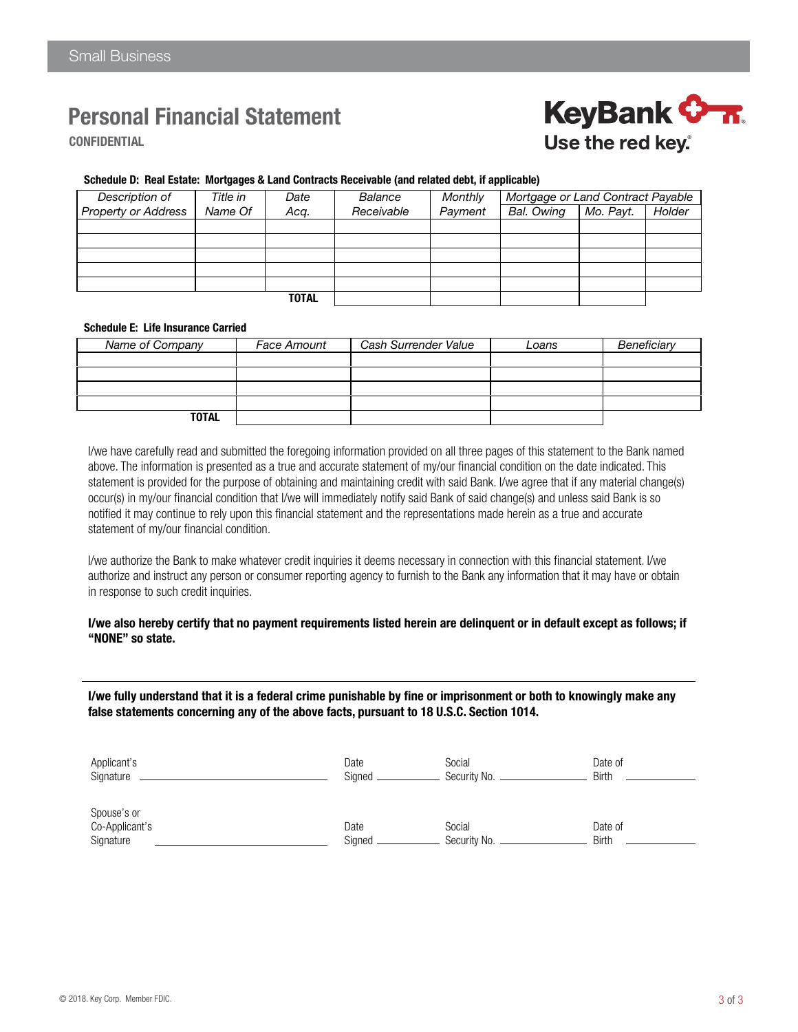Small Business

# Personal Financial Statement

**CONFIDENTIAL**

KeyBank
Use the red key.

**Schedule D: Real Estate: Mortgages & Land Contracts Receivable (and related debt, if applicable)**

| *Description of Property or Address* | *Title in Name Of* | *Date Acq.* | *Balance Receivable* | *Monthly Payment* | *Mortgage or Land Contract Payable* | | |
|---|---|---|---|---|---|---|---|
| | | | | | *Bal. Owing* | *Mo. Payt.* | *Holder* |
| | | | | | | | |
| | | | | | | | |
| | | | | | | | |
| | | | | | | | |
| | | | | | | | |
| | | **TOTAL** | | | | | |

**Schedule E: Life Insurance Carried**

| *Name of Company* | *Face Amount* | *Cash Surrender Value* | *Loans* | *Beneficiary* |
|---|---|---|---|---|
| | | | | |
| | | | | |
| | | | | |
| | | | | |
| **TOTAL** | | | | |

I/we have carefully read and submitted the foregoing information provided on all three pages of this statement to the Bank named above. The information is presented as a true and accurate statement of my/our financial condition on the date indicated. This statement is provided for the purpose of obtaining and maintaining credit with said Bank. I/we agree that if any material change(s) occur(s) in my/our financial condition that I/we will immediately notify said Bank of said change(s) and unless said Bank is so notified it may continue to rely upon this financial statement and the representations made herein as a true and accurate statement of my/our financial condition.

I/we authorize the Bank to make whatever credit inquiries it deems necessary in connection with this financial statement. I/we authorize and instruct any person or consumer reporting agency to furnish to the Bank any information that it may have or obtain in response to such credit inquiries.

**I/we also hereby certify that no payment requirements listed herein are delinquent or in default except as follows; if "NONE" so state.**

______________________________________________

**I/we fully understand that it is a federal crime punishable by fine or imprisonment or both to knowingly make any false statements concerning any of the above facts, pursuant to 18 U.S.C. Section 1014.**

Applicant's Signature ______________________ Date Signed __________ Social Security No. ______________ Date of Birth ____________

Spouse's or Co-Applicant's Signature ______________________ Date Signed __________ Social Security No. ______________ Date of Birth ____________

© 2018. Key Corp. Member FDIC.